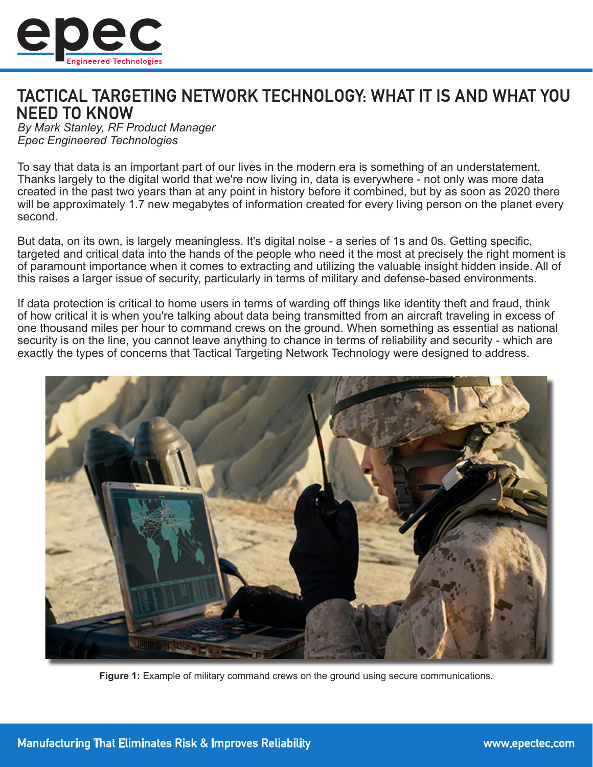# TACTICAL TARGETING NETWORK TECHNOLOGY: WHAT IT IS AND WHAT YOU NEED TO KNOW

*By Mark Stanley, RF Product Manager*
*Epec Engineered Technologies*

To say that data is an important part of our lives in the modern era is something of an understatement. Thanks largely to the digital world that we're now living in, data is everywhere - not only was more data created in the past two years than at any point in history before it combined, but by as soon as 2020 there will be approximately 1.7 new megabytes of information created for every living person on the planet every second.

But data, on its own, is largely meaningless. It's digital noise - a series of 1s and 0s. Getting specific, targeted and critical data into the hands of the people who need it the most at precisely the right moment is of paramount importance when it comes to extracting and utilizing the valuable insight hidden inside. All of this raises a larger issue of security, particularly in terms of military and defense-based environments.

If data protection is critical to home users in terms of warding off things like identity theft and fraud, think of how critical it is when you're talking about data being transmitted from an aircraft traveling in excess of one thousand miles per hour to command crews on the ground. When something as essential as national security is on the line, you cannot leave anything to chance in terms of reliability and security - which are exactly the types of concerns that Tactical Targeting Network Technology were designed to address.

**Figure 1:** Example of military command crews on the ground using secure communications.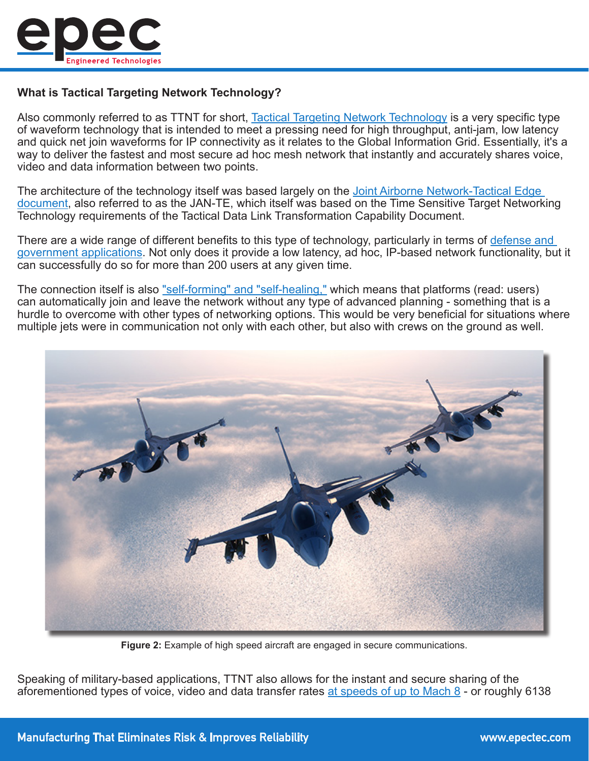### What is Tactical Targeting Network Technology?

Also commonly referred to as TTNT for short, Tactical Targeting Network Technology is a very specific type of waveform technology that is intended to meet a pressing need for high throughput, anti-jam, low latency and quick net join waveforms for IP connectivity as it relates to the Global Information Grid. Essentially, it's a way to deliver the fastest and most secure ad hoc mesh network that instantly and accurately shares voice, video and data information between two points.

The architecture of the technology itself was based largely on the Joint Airborne Network-Tactical Edge document, also referred to as the JAN-TE, which itself was based on the Time Sensitive Target Networking Technology requirements of the Tactical Data Link Transformation Capability Document.

There are a wide range of different benefits to this type of technology, particularly in terms of defense and government applications. Not only does it provide a low latency, ad hoc, IP-based network functionality, but it can successfully do so for more than 200 users at any given time.

The connection itself is also "self-forming" and "self-healing," which means that platforms (read: users) can automatically join and leave the network without any type of advanced planning - something that is a hurdle to overcome with other types of networking options. This would be very beneficial for situations where multiple jets were in communication not only with each other, but also with crews on the ground as well.

**Figure 2:** Example of high speed aircraft are engaged in secure communications.

Speaking of military-based applications, TTNT also allows for the instant and secure sharing of the aforementioned types of voice, video and data transfer rates at speeds of up to Mach 8 - or roughly 6138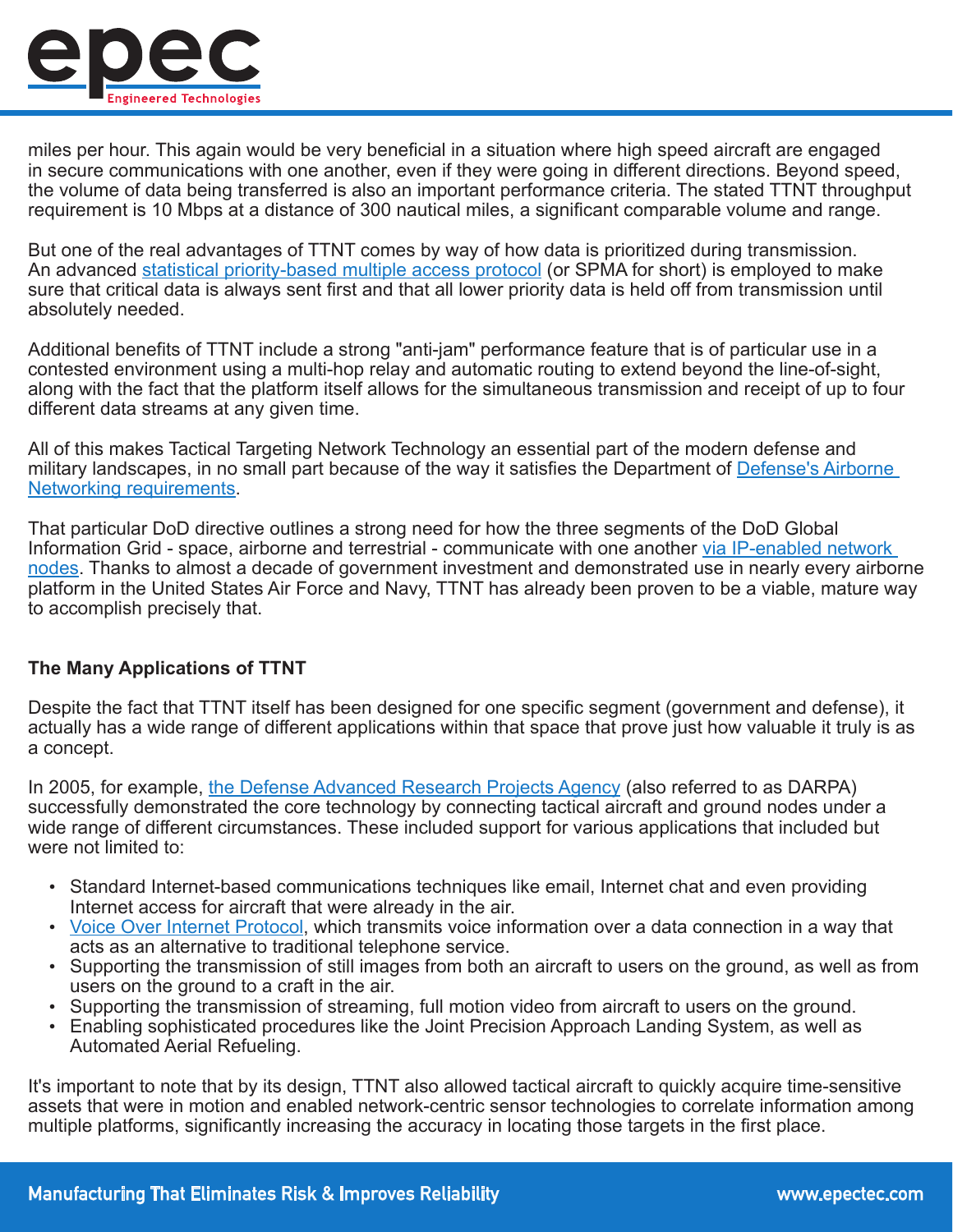miles per hour. This again would be very beneficial in a situation where high speed aircraft are engaged in secure communications with one another, even if they were going in different directions. Beyond speed, the volume of data being transferred is also an important performance criteria. The stated TTNT throughput requirement is 10 Mbps at a distance of 300 nautical miles, a significant comparable volume and range.

But one of the real advantages of TTNT comes by way of how data is prioritized during transmission. An advanced statistical priority-based multiple access protocol (or SPMA for short) is employed to make sure that critical data is always sent first and that all lower priority data is held off from transmission until absolutely needed.

Additional benefits of TTNT include a strong "anti-jam" performance feature that is of particular use in a contested environment using a multi-hop relay and automatic routing to extend beyond the line-of-sight, along with the fact that the platform itself allows for the simultaneous transmission and receipt of up to four different data streams at any given time.

All of this makes Tactical Targeting Network Technology an essential part of the modern defense and military landscapes, in no small part because of the way it satisfies the Department of Defense's Airborne Networking requirements.

That particular DoD directive outlines a strong need for how the three segments of the DoD Global Information Grid - space, airborne and terrestrial - communicate with one another via IP-enabled network nodes. Thanks to almost a decade of government investment and demonstrated use in nearly every airborne platform in the United States Air Force and Navy, TTNT has already been proven to be a viable, mature way to accomplish precisely that.

**The Many Applications of TTNT**

Despite the fact that TTNT itself has been designed for one specific segment (government and defense), it actually has a wide range of different applications within that space that prove just how valuable it truly is as a concept.

In 2005, for example, the Defense Advanced Research Projects Agency (also referred to as DARPA) successfully demonstrated the core technology by connecting tactical aircraft and ground nodes under a wide range of different circumstances. These included support for various applications that included but were not limited to:

- Standard Internet-based communications techniques like email, Internet chat and even providing Internet access for aircraft that were already in the air.
- Voice Over Internet Protocol, which transmits voice information over a data connection in a way that acts as an alternative to traditional telephone service.
- Supporting the transmission of still images from both an aircraft to users on the ground, as well as from users on the ground to a craft in the air.
- Supporting the transmission of streaming, full motion video from aircraft to users on the ground.
- Enabling sophisticated procedures like the Joint Precision Approach Landing System, as well as Automated Aerial Refueling.

It's important to note that by its design, TTNT also allowed tactical aircraft to quickly acquire time-sensitive assets that were in motion and enabled network-centric sensor technologies to correlate information among multiple platforms, significantly increasing the accuracy in locating those targets in the first place.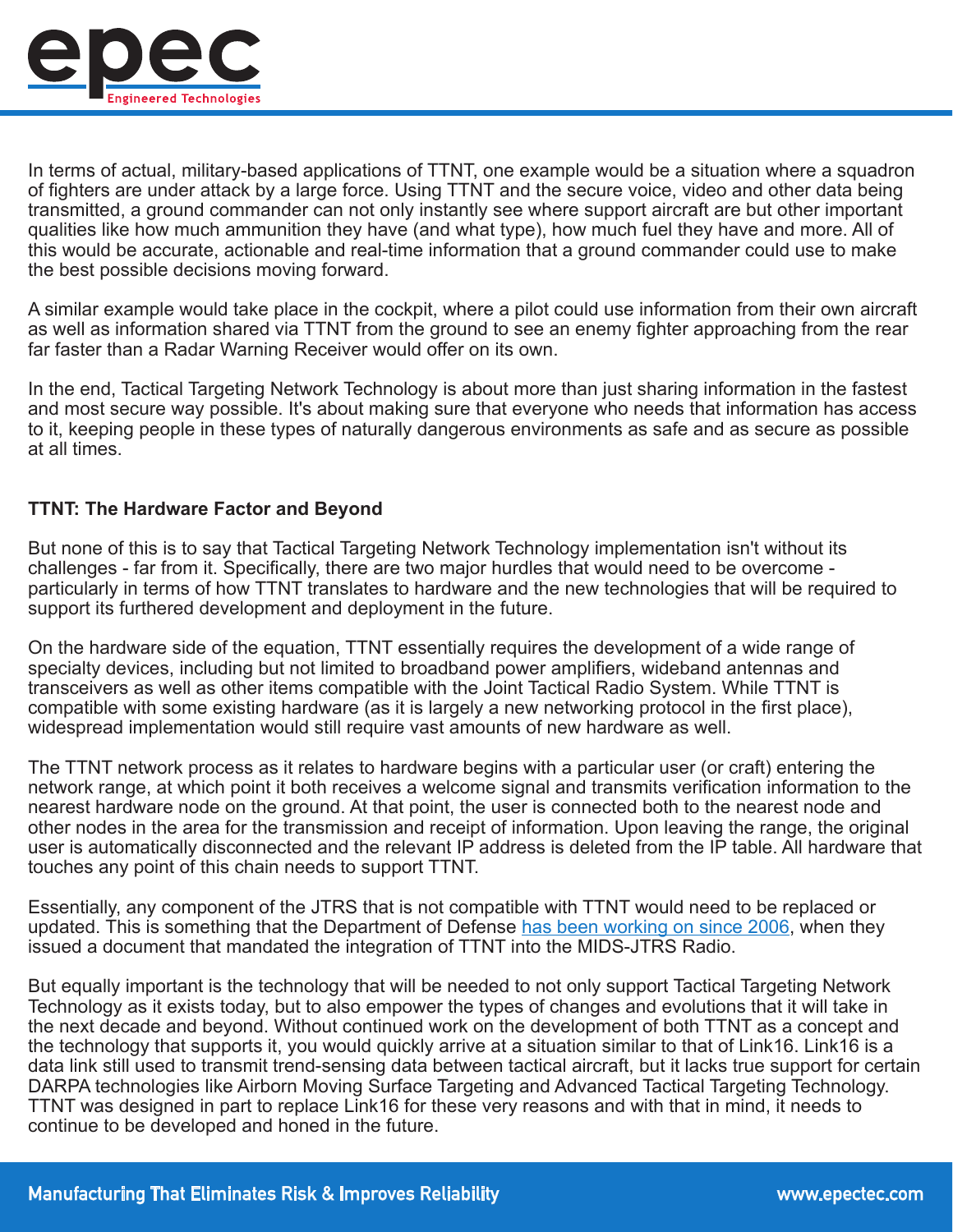In terms of actual, military-based applications of TTNT, one example would be a situation where a squadron of fighters are under attack by a large force. Using TTNT and the secure voice, video and other data being transmitted, a ground commander can not only instantly see where support aircraft are but other important qualities like how much ammunition they have (and what type), how much fuel they have and more. All of this would be accurate, actionable and real-time information that a ground commander could use to make the best possible decisions moving forward.

A similar example would take place in the cockpit, where a pilot could use information from their own aircraft as well as information shared via TTNT from the ground to see an enemy fighter approaching from the rear far faster than a Radar Warning Receiver would offer on its own.

In the end, Tactical Targeting Network Technology is about more than just sharing information in the fastest and most secure way possible. It's about making sure that everyone who needs that information has access to it, keeping people in these types of naturally dangerous environments as safe and as secure as possible at all times.

**TTNT: The Hardware Factor and Beyond**

But none of this is to say that Tactical Targeting Network Technology implementation isn't without its challenges - far from it. Specifically, there are two major hurdles that would need to be overcome - particularly in terms of how TTNT translates to hardware and the new technologies that will be required to support its furthered development and deployment in the future.

On the hardware side of the equation, TTNT essentially requires the development of a wide range of specialty devices, including but not limited to broadband power amplifiers, wideband antennas and transceivers as well as other items compatible with the Joint Tactical Radio System. While TTNT is compatible with some existing hardware (as it is largely a new networking protocol in the first place), widespread implementation would still require vast amounts of new hardware as well.

The TTNT network process as it relates to hardware begins with a particular user (or craft) entering the network range, at which point it both receives a welcome signal and transmits verification information to the nearest hardware node on the ground. At that point, the user is connected both to the nearest node and other nodes in the area for the transmission and receipt of information. Upon leaving the range, the original user is automatically disconnected and the relevant IP address is deleted from the IP table. All hardware that touches any point of this chain needs to support TTNT.

Essentially, any component of the JTRS that is not compatible with TTNT would need to be replaced or updated. This is something that the Department of Defense has been working on since 2006, when they issued a document that mandated the integration of TTNT into the MIDS-JTRS Radio.

But equally important is the technology that will be needed to not only support Tactical Targeting Network Technology as it exists today, but to also empower the types of changes and evolutions that it will take in the next decade and beyond. Without continued work on the development of both TTNT as a concept and the technology that supports it, you would quickly arrive at a situation similar to that of Link16. Link16 is a data link still used to transmit trend-sensing data between tactical aircraft, but it lacks true support for certain DARPA technologies like Airborn Moving Surface Targeting and Advanced Tactical Targeting Technology. TTNT was designed in part to replace Link16 for these very reasons and with that in mind, it needs to continue to be developed and honed in the future.